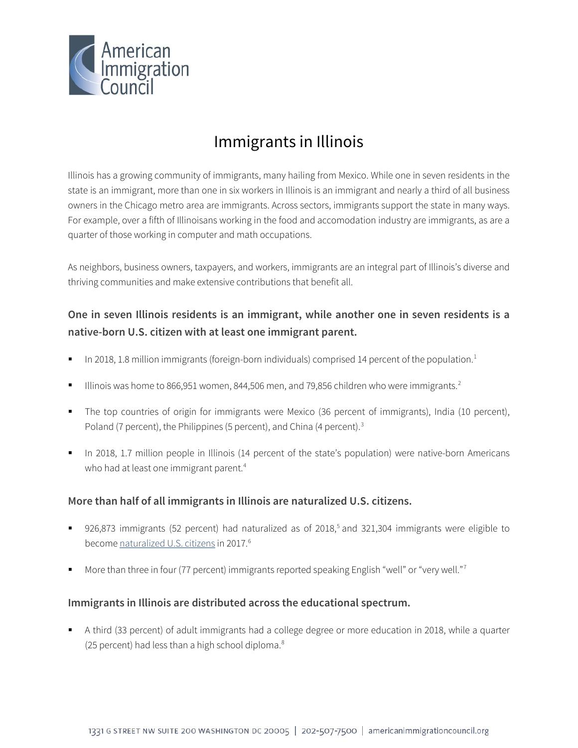# Immigrants in Illinois

Illinois has a growing community of immigrants, many hailing from Mexico. While one in seven residents in the state is an immigrant, more than one in six workers in Illinois is an immigrant and nearly a third of all business owners in the Chicago metro area are immigrants. Across sectors, immigrants support the state in many ways. For example, over a fifth of Illinoisans working in the food and accomodation industry are immigrants, as are a quarter of those working in computer and math occupations.

As neighbors, business owners, taxpayers, and workers, immigrants are an integral part of Illinois's diverse and thriving communities and make extensive contributions that benefit all.

## One in seven Illinois residents is an immigrant, while another one in seven residents is a native-born U.S. citizen with at least one immigrant parent.

- In 2018, 1.8 million immigrants (foreign-born individuals) comprised 14 percent of the population.[1]
- Illinois was home to 866,951 women, 844,506 men, and 79,856 children who were immigrants.[2]
- The top countries of origin for immigrants were Mexico (36 percent of immigrants), India (10 percent), Poland (7 percent), the Philippines (5 percent), and China (4 percent).[3]
- In 2018, 1.7 million people in Illinois (14 percent of the state's population) were native-born Americans who had at least one immigrant parent.[4]

## More than half of all immigrants in Illinois are naturalized U.S. citizens.

- 926,873 immigrants (52 percent) had naturalized as of 2018,[5] and 321,304 immigrants were eligible to become naturalized U.S. citizens in 2017.[6]
- More than three in four (77 percent) immigrants reported speaking English "well" or "very well."[7]

## Immigrants in Illinois are distributed across the educational spectrum.

- A third (33 percent) of adult immigrants had a college degree or more education in 2018, while a quarter (25 percent) had less than a high school diploma.[8]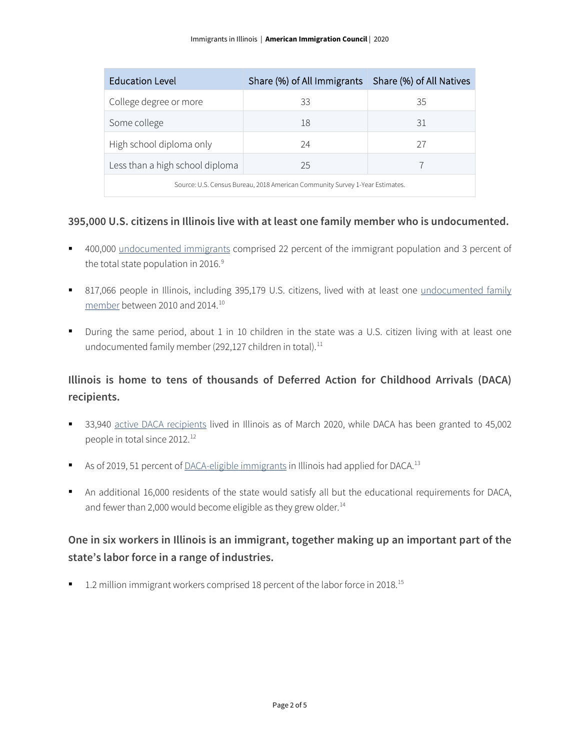| Education Level | Share (%) of All Immigrants | Share (%) of All Natives |
| --- | --- | --- |
| College degree or more | 33 | 35 |
| Some college | 18 | 31 |
| High school diploma only | 24 | 27 |
| Less than a high school diploma | 25 | 7 |

Source: U.S. Census Bureau, 2018 American Community Survey 1-Year Estimates.

### 395,000 U.S. citizens in Illinois live with at least one family member who is undocumented.

- 400,000 undocumented immigrants comprised 22 percent of the immigrant population and 3 percent of the total state population in 2016.[9]
- 817,066 people in Illinois, including 395,179 U.S. citizens, lived with at least one undocumented family member between 2010 and 2014.[10]
- During the same period, about 1 in 10 children in the state was a U.S. citizen living with at least one undocumented family member (292,127 children in total).[11]

### Illinois is home to tens of thousands of Deferred Action for Childhood Arrivals (DACA) recipients.

- 33,940 active DACA recipients lived in Illinois as of March 2020, while DACA has been granted to 45,002 people in total since 2012.[12]
- As of 2019, 51 percent of DACA-eligible immigrants in Illinois had applied for DACA.[13]
- An additional 16,000 residents of the state would satisfy all but the educational requirements for DACA, and fewer than 2,000 would become eligible as they grew older.[14]

### One in six workers in Illinois is an immigrant, together making up an important part of the state's labor force in a range of industries.

- 1.2 million immigrant workers comprised 18 percent of the labor force in 2018.[15]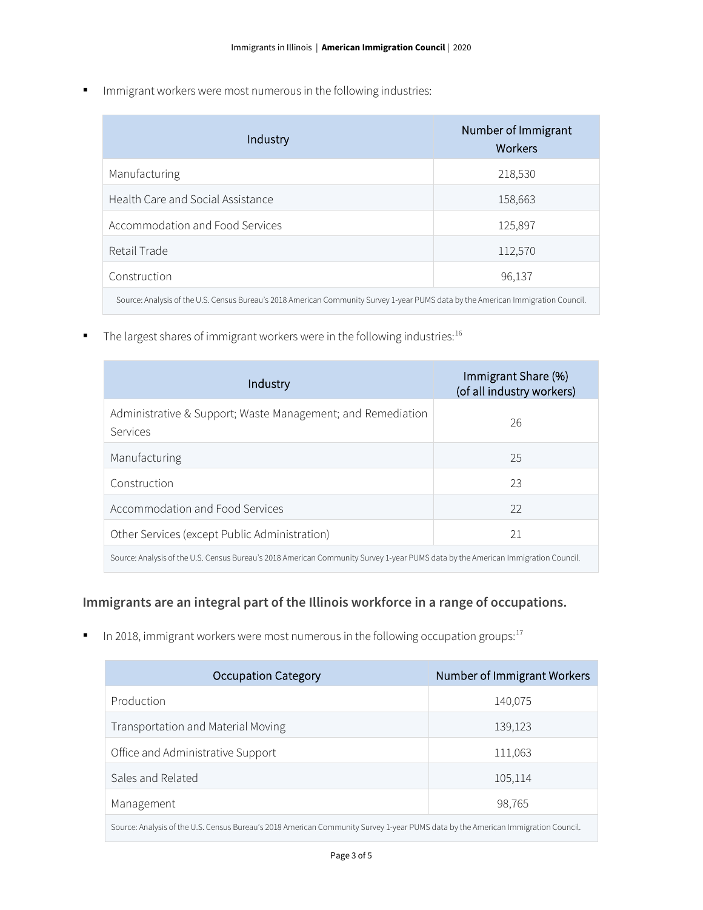- Immigrant workers were most numerous in the following industries:

| Industry | Number of Immigrant Workers |
|---|---|
| Manufacturing | 218,530 |
| Health Care and Social Assistance | 158,663 |
| Accommodation and Food Services | 125,897 |
| Retail Trade | 112,570 |
| Construction | 96,137 |

Source: Analysis of the U.S. Census Bureau's 2018 American Community Survey 1-year PUMS data by the American Immigration Council.

- The largest shares of immigrant workers were in the following industries:[16]

| Industry | Immigrant Share (%) (of all industry workers) |
|---|---|
| Administrative & Support; Waste Management; and Remediation Services | 26 |
| Manufacturing | 25 |
| Construction | 23 |
| Accommodation and Food Services | 22 |
| Other Services (except Public Administration) | 21 |

Source: Analysis of the U.S. Census Bureau's 2018 American Community Survey 1-year PUMS data by the American Immigration Council.

## Immigrants are an integral part of the Illinois workforce in a range of occupations.

- In 2018, immigrant workers were most numerous in the following occupation groups:[17]

| Occupation Category | Number of Immigrant Workers |
|---|---|
| Production | 140,075 |
| Transportation and Material Moving | 139,123 |
| Office and Administrative Support | 111,063 |
| Sales and Related | 105,114 |
| Management | 98,765 |

Source: Analysis of the U.S. Census Bureau's 2018 American Community Survey 1-year PUMS data by the American Immigration Council.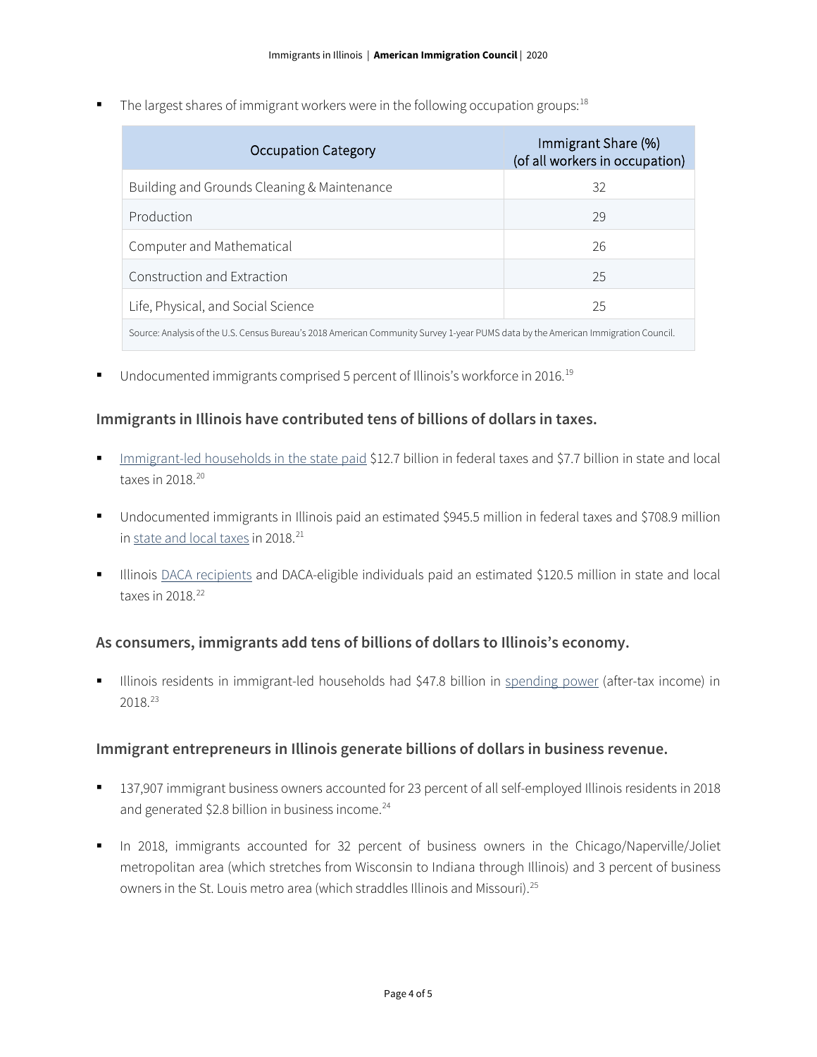- The largest shares of immigrant workers were in the following occupation groups:[18]

| Occupation Category | Immigrant Share (%) (of all workers in occupation) |
| --- | --- |
| Building and Grounds Cleaning & Maintenance | 32 |
| Production | 29 |
| Computer and Mathematical | 26 |
| Construction and Extraction | 25 |
| Life, Physical, and Social Science | 25 |
| Source: Analysis of the U.S. Census Bureau's 2018 American Community Survey 1-year PUMS data by the American Immigration Council. | |

- Undocumented immigrants comprised 5 percent of Illinois's workforce in 2016.[19]

### Immigrants in Illinois have contributed tens of billions of dollars in taxes.

- Immigrant-led households in the state paid $12.7 billion in federal taxes and $7.7 billion in state and local taxes in 2018.[20]
- Undocumented immigrants in Illinois paid an estimated $945.5 million in federal taxes and $708.9 million in state and local taxes in 2018.[21]
- Illinois DACA recipients and DACA-eligible individuals paid an estimated $120.5 million in state and local taxes in 2018.[22]

### As consumers, immigrants add tens of billions of dollars to Illinois's economy.

- Illinois residents in immigrant-led households had $47.8 billion in spending power (after-tax income) in 2018.[23]

### Immigrant entrepreneurs in Illinois generate billions of dollars in business revenue.

- 137,907 immigrant business owners accounted for 23 percent of all self-employed Illinois residents in 2018 and generated $2.8 billion in business income.[24]
- In 2018, immigrants accounted for 32 percent of business owners in the Chicago/Naperville/Joliet metropolitan area (which stretches from Wisconsin to Indiana through Illinois) and 3 percent of business owners in the St. Louis metro area (which straddles Illinois and Missouri).[25]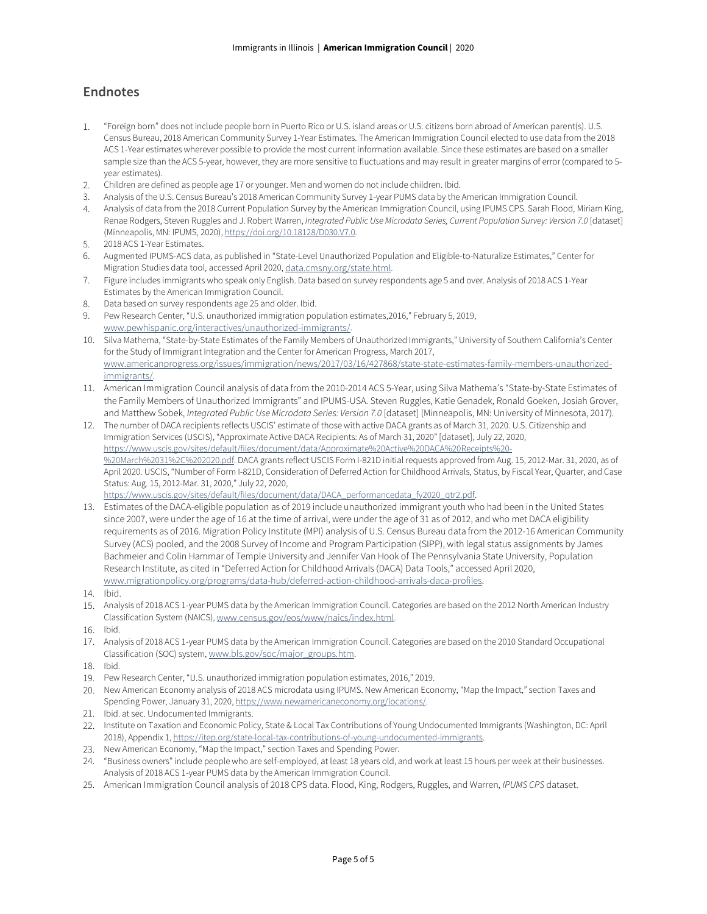## Endnotes

1. "Foreign born" does not include people born in Puerto Rico or U.S. island areas or U.S. citizens born abroad of American parent(s). U.S. Census Bureau, 2018 American Community Survey 1-Year Estimates. The American Immigration Council elected to use data from the 2018 ACS 1-Year estimates wherever possible to provide the most current information available. Since these estimates are based on a smaller sample size than the ACS 5-year, however, they are more sensitive to fluctuations and may result in greater margins of error (compared to 5-year estimates).
2. Children are defined as people age 17 or younger. Men and women do not include children. Ibid.
3. Analysis of the U.S. Census Bureau's 2018 American Community Survey 1-year PUMS data by the American Immigration Council.
4. Analysis of data from the 2018 Current Population Survey by the American Immigration Council, using IPUMS CPS. Sarah Flood, Miriam King, Renae Rodgers, Steven Ruggles and J. Robert Warren, *Integrated Public Use Microdata Series, Current Population Survey: Version 7.0* [dataset] (Minneapolis, MN: IPUMS, 2020), https://doi.org/10.18128/D030.V7.0.
5. 2018 ACS 1-Year Estimates.
6. Augmented IPUMS-ACS data, as published in "State-Level Unauthorized Population and Eligible-to-Naturalize Estimates," Center for Migration Studies data tool, accessed April 2020, data.cmsny.org/state.html.
7. Figure includes immigrants who speak only English. Data based on survey respondents age 5 and over. Analysis of 2018 ACS 1-Year Estimates by the American Immigration Council.
8. Data based on survey respondents age 25 and older. Ibid.
9. Pew Research Center, "U.S. unauthorized immigration population estimates,2016," February 5, 2019, www.pewhispanic.org/interactives/unauthorized-immigrants/.
10. Silva Mathema, "State-by-State Estimates of the Family Members of Unauthorized Immigrants," University of Southern California's Center for the Study of Immigrant Integration and the Center for American Progress, March 2017, www.americanprogress.org/issues/immigration/news/2017/03/16/427868/state-state-estimates-family-members-unauthorized-immigrants/.
11. American Immigration Council analysis of data from the 2010-2014 ACS 5-Year, using Silva Mathema's "State-by-State Estimates of the Family Members of Unauthorized Immigrants" and IPUMS-USA. Steven Ruggles, Katie Genadek, Ronald Goeken, Josiah Grover, and Matthew Sobek, *Integrated Public Use Microdata Series: Version 7.0* [dataset] (Minneapolis, MN: University of Minnesota, 2017).
12. The number of DACA recipients reflects USCIS' estimate of those with active DACA grants as of March 31, 2020. U.S. Citizenship and Immigration Services (USCIS), "Approximate Active DACA Recipients: As of March 31, 2020" [dataset], July 22, 2020, https://www.uscis.gov/sites/default/files/document/data/Approximate%20Active%20DACA%20Receipts%20-%20March%2031%2C%202020.pdf. DACA grants reflect USCIS Form I-821D initial requests approved from Aug. 15, 2012-Mar. 31, 2020, as of April 2020. USCIS, "Number of Form I-821D, Consideration of Deferred Action for Childhood Arrivals, Status, by Fiscal Year, Quarter, and Case Status: Aug. 15, 2012-Mar. 31, 2020," July 22, 2020, https://www.uscis.gov/sites/default/files/document/data/DACA_performancedata_fy2020_qtr2.pdf.
13. Estimates of the DACA-eligible population as of 2019 include unauthorized immigrant youth who had been in the United States since 2007, were under the age of 16 at the time of arrival, were under the age of 31 as of 2012, and who met DACA eligibility requirements as of 2016. Migration Policy Institute (MPI) analysis of U.S. Census Bureau data from the 2012-16 American Community Survey (ACS) pooled, and the 2008 Survey of Income and Program Participation (SIPP), with legal status assignments by James Bachmeier and Colin Hammar of Temple University and Jennifer Van Hook of The Pennsylvania State University, Population Research Institute, as cited in "Deferred Action for Childhood Arrivals (DACA) Data Tools," accessed April 2020, www.migrationpolicy.org/programs/data-hub/deferred-action-childhood-arrivals-daca-profiles.
14. Ibid.
15. Analysis of 2018 ACS 1-year PUMS data by the American Immigration Council. Categories are based on the 2012 North American Industry Classification System (NAICS), www.census.gov/eos/www/naics/index.html.
16. Ibid.
17. Analysis of 2018 ACS 1-year PUMS data by the American Immigration Council. Categories are based on the 2010 Standard Occupational Classification (SOC) system, www.bls.gov/soc/major_groups.htm.
18. Ibid.
19. Pew Research Center, "U.S. unauthorized immigration population estimates, 2016," 2019.
20. New American Economy analysis of 2018 ACS microdata using IPUMS. New American Economy, "Map the Impact," section Taxes and Spending Power, January 31, 2020, https://www.newamericaneconomy.org/locations/.
21. Ibid. at sec. Undocumented Immigrants.
22. Institute on Taxation and Economic Policy, State & Local Tax Contributions of Young Undocumented Immigrants (Washington, DC: April 2018), Appendix 1, https://itep.org/state-local-tax-contributions-of-young-undocumented-immigrants.
23. New American Economy, "Map the Impact," section Taxes and Spending Power.
24. "Business owners" include people who are self-employed, at least 18 years old, and work at least 15 hours per week at their businesses. Analysis of 2018 ACS 1-year PUMS data by the American Immigration Council.
25. American Immigration Council analysis of 2018 CPS data. Flood, King, Rodgers, Ruggles, and Warren, *IPUMS CPS* dataset.